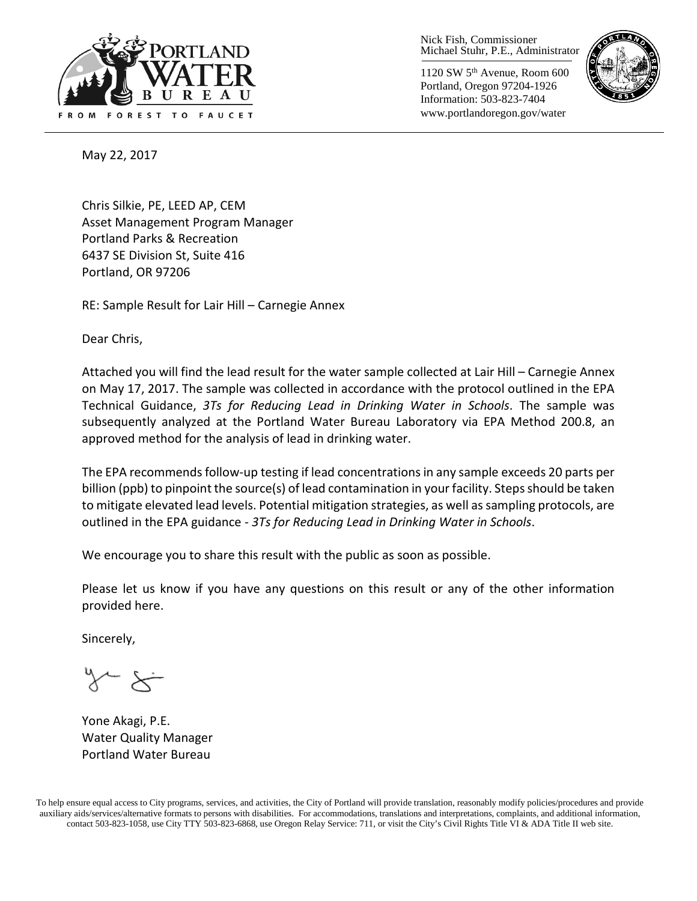PORTLAND WATER BUREAU

FROM FOREST TO FAUCET

Nick Fish, Commissioner
Michael Stuhr, P.E., Administrator

1120 SW 5th Avenue, Room 600
Portland, Oregon 97204-1926
Information: 503-823-7404
www.portlandoregon.gov/water

May 22, 2017

Chris Silkie, PE, LEED AP, CEM
Asset Management Program Manager
Portland Parks & Recreation
6437 SE Division St, Suite 416
Portland, OR 97206

RE: Sample Result for Lair Hill – Carnegie Annex

Dear Chris,

Attached you will find the lead result for the water sample collected at Lair Hill – Carnegie Annex on May 17, 2017. The sample was collected in accordance with the protocol outlined in the EPA Technical Guidance, *3Ts for Reducing Lead in Drinking Water in Schools*. The sample was subsequently analyzed at the Portland Water Bureau Laboratory via EPA Method 200.8, an approved method for the analysis of lead in drinking water.

The EPA recommends follow-up testing if lead concentrations in any sample exceeds 20 parts per billion (ppb) to pinpoint the source(s) of lead contamination in your facility. Steps should be taken to mitigate elevated lead levels. Potential mitigation strategies, as well as sampling protocols, are outlined in the EPA guidance - *3Ts for Reducing Lead in Drinking Water in Schools*.

We encourage you to share this result with the public as soon as possible.

Please let us know if you have any questions on this result or any of the other information provided here.

Sincerely,

Yone Akagi, P.E.
Water Quality Manager
Portland Water Bureau

To help ensure equal access to City programs, services, and activities, the City of Portland will provide translation, reasonably modify policies/procedures and provide auxiliary aids/services/alternative formats to persons with disabilities. For accommodations, translations and interpretations, complaints, and additional information, contact 503-823-1058, use City TTY 503-823-6868, use Oregon Relay Service: 711, or visit the City's Civil Rights Title VI & ADA Title II web site.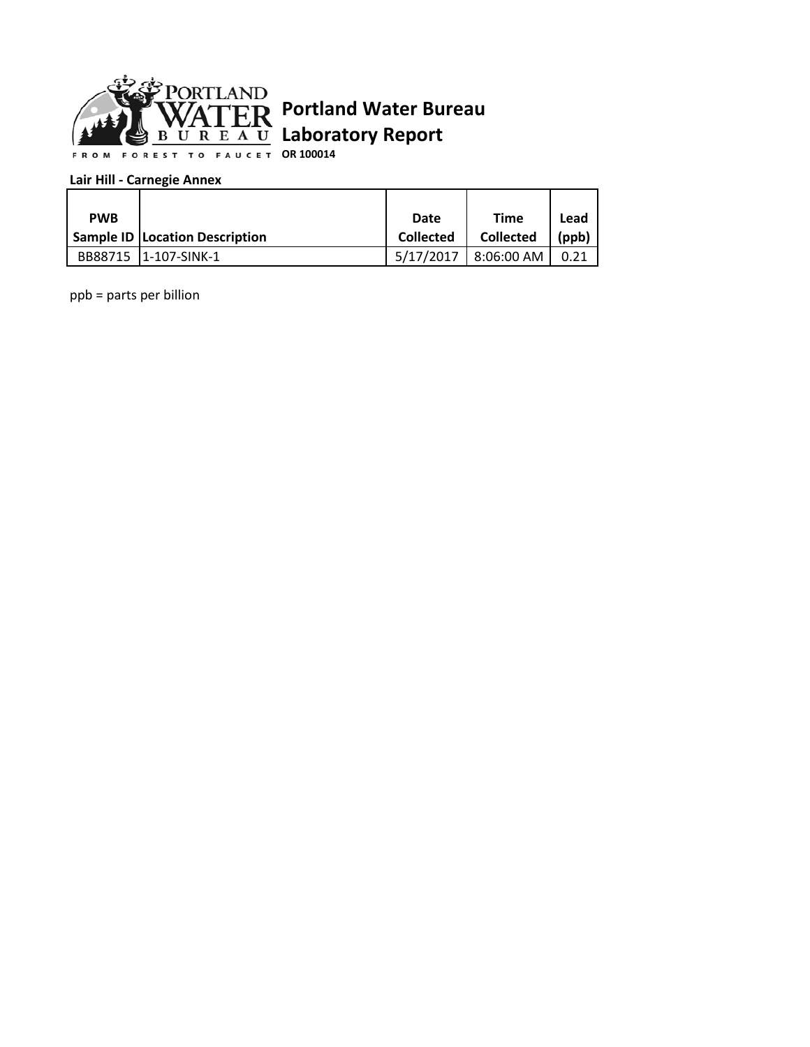PORTLAND WATER BUREAU

FROM FOREST TO FAUCET

# Portland Water Bureau
# Laboratory Report

**OR 100014**

**Lair Hill - Carnegie Annex**

| PWB Sample ID | Location Description | Date Collected | Time Collected | Lead (ppb) |
|---|---|---|---|---|
| BB88715 | 1-107-SINK-1 | 5/17/2017 | 8:06:00 AM | 0.21 |

ppb = parts per billion